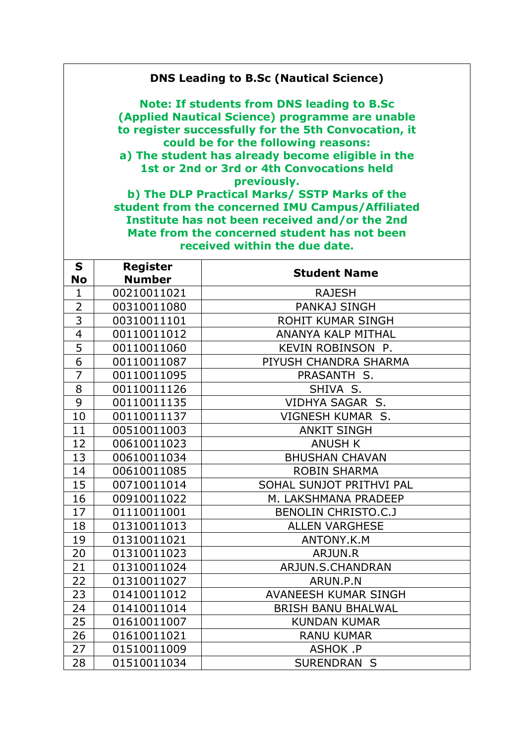## DNS Leading to B.Sc (Nautical Science)

**Note: If students from DNS leading to B.Sc (Applied Nautical Science) programme are unable to register successfully for the 5th Convocation, it could be for the following reasons:**
**a) The student has already become eligible in the 1st or 2nd or 3rd or 4th Convocations held previously.**
**b) The DLP Practical Marks/ SSTP Marks of the student from the concerned IMU Campus/Affiliated Institute has not been received and/or the 2nd Mate from the concerned student has not been received within the due date.**

| S No | Register Number | Student Name |
|---|---|---|
| 1 | 00210011021 | RAJESH |
| 2 | 00310011080 | PANKAJ SINGH |
| 3 | 00310011101 | ROHIT KUMAR SINGH |
| 4 | 00110011012 | ANANYA KALP MITHAL |
| 5 | 00110011060 | KEVIN ROBINSON P. |
| 6 | 00110011087 | PIYUSH CHANDRA SHARMA |
| 7 | 00110011095 | PRASANTH S. |
| 8 | 00110011126 | SHIVA S. |
| 9 | 00110011135 | VIDHYA SAGAR S. |
| 10 | 00110011137 | VIGNESH KUMAR S. |
| 11 | 00510011003 | ANKIT SINGH |
| 12 | 00610011023 | ANUSH K |
| 13 | 00610011034 | BHUSHAN CHAVAN |
| 14 | 00610011085 | ROBIN SHARMA |
| 15 | 00710011014 | SOHAL SUNJOT PRITHVI PAL |
| 16 | 00910011022 | M. LAKSHMANA PRADEEP |
| 17 | 01110011001 | BENOLIN CHRISTO.C.J |
| 18 | 01310011013 | ALLEN VARGHESE |
| 19 | 01310011021 | ANTONY.K.M |
| 20 | 01310011023 | ARJUN.R |
| 21 | 01310011024 | ARJUN.S.CHANDRAN |
| 22 | 01310011027 | ARUN.P.N |
| 23 | 01410011012 | AVANEESH KUMAR SINGH |
| 24 | 01410011014 | BRISH BANU BHALWAL |
| 25 | 01610011007 | KUNDAN KUMAR |
| 26 | 01610011021 | RANU KUMAR |
| 27 | 01510011009 | ASHOK .P |
| 28 | 01510011034 | SURENDRAN S |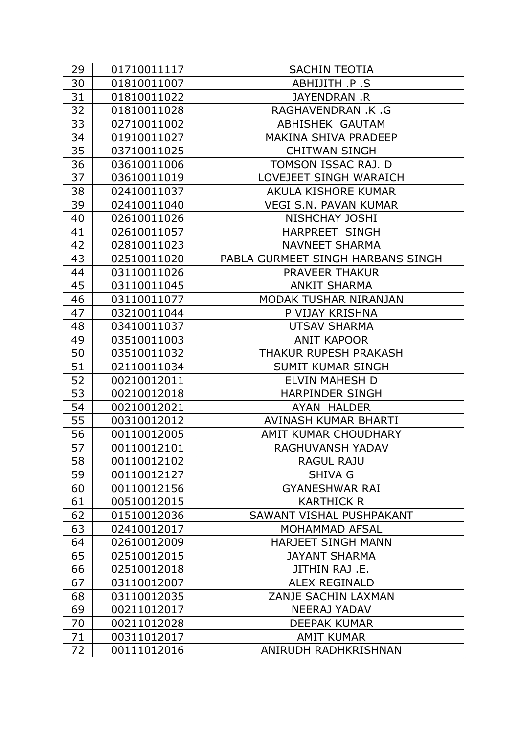| 29 | 01710011117 | SACHIN TEOTIA |
|---|---|---|
| 30 | 01810011007 | ABHIJITH .P .S |
| 31 | 01810011022 | JAYENDRAN .R |
| 32 | 01810011028 | RAGHAVENDRAN .K .G |
| 33 | 02710011002 | ABHISHEK GAUTAM |
| 34 | 01910011027 | MAKINA SHIVA PRADEEP |
| 35 | 03710011025 | CHITWAN SINGH |
| 36 | 03610011006 | TOMSON ISSAC RAJ. D |
| 37 | 03610011019 | LOVEJEET SINGH WARAICH |
| 38 | 02410011037 | AKULA KISHORE KUMAR |
| 39 | 02410011040 | VEGI S.N. PAVAN KUMAR |
| 40 | 02610011026 | NISHCHAY JOSHI |
| 41 | 02610011057 | HARPREET SINGH |
| 42 | 02810011023 | NAVNEET SHARMA |
| 43 | 02510011020 | PABLA GURMEET SINGH HARBANS SINGH |
| 44 | 03110011026 | PRAVEER THAKUR |
| 45 | 03110011045 | ANKIT SHARMA |
| 46 | 03110011077 | MODAK TUSHAR NIRANJAN |
| 47 | 03210011044 | P VIJAY KRISHNA |
| 48 | 03410011037 | UTSAV SHARMA |
| 49 | 03510011003 | ANIT KAPOOR |
| 50 | 03510011032 | THAKUR RUPESH PRAKASH |
| 51 | 02110011034 | SUMIT KUMAR SINGH |
| 52 | 00210012011 | ELVIN MAHESH D |
| 53 | 00210012018 | HARPINDER SINGH |
| 54 | 00210012021 | AYAN HALDER |
| 55 | 00310012012 | AVINASH KUMAR BHARTI |
| 56 | 00110012005 | AMIT KUMAR CHOUDHARY |
| 57 | 00110012101 | RAGHUVANSH YADAV |
| 58 | 00110012102 | RAGUL RAJU |
| 59 | 00110012127 | SHIVA G |
| 60 | 00110012156 | GYANESHWAR RAI |
| 61 | 00510012015 | KARTHICK R |
| 62 | 01510012036 | SAWANT VISHAL PUSHPAKANT |
| 63 | 02410012017 | MOHAMMAD AFSAL |
| 64 | 02610012009 | HARJEET SINGH MANN |
| 65 | 02510012015 | JAYANT SHARMA |
| 66 | 02510012018 | JITHIN RAJ .E. |
| 67 | 03110012007 | ALEX REGINALD |
| 68 | 03110012035 | ZANJE SACHIN LAXMAN |
| 69 | 00211012017 | NEERAJ YADAV |
| 70 | 00211012028 | DEEPAK KUMAR |
| 71 | 00311012017 | AMIT KUMAR |
| 72 | 00111012016 | ANIRUDH RADHKRISHNAN |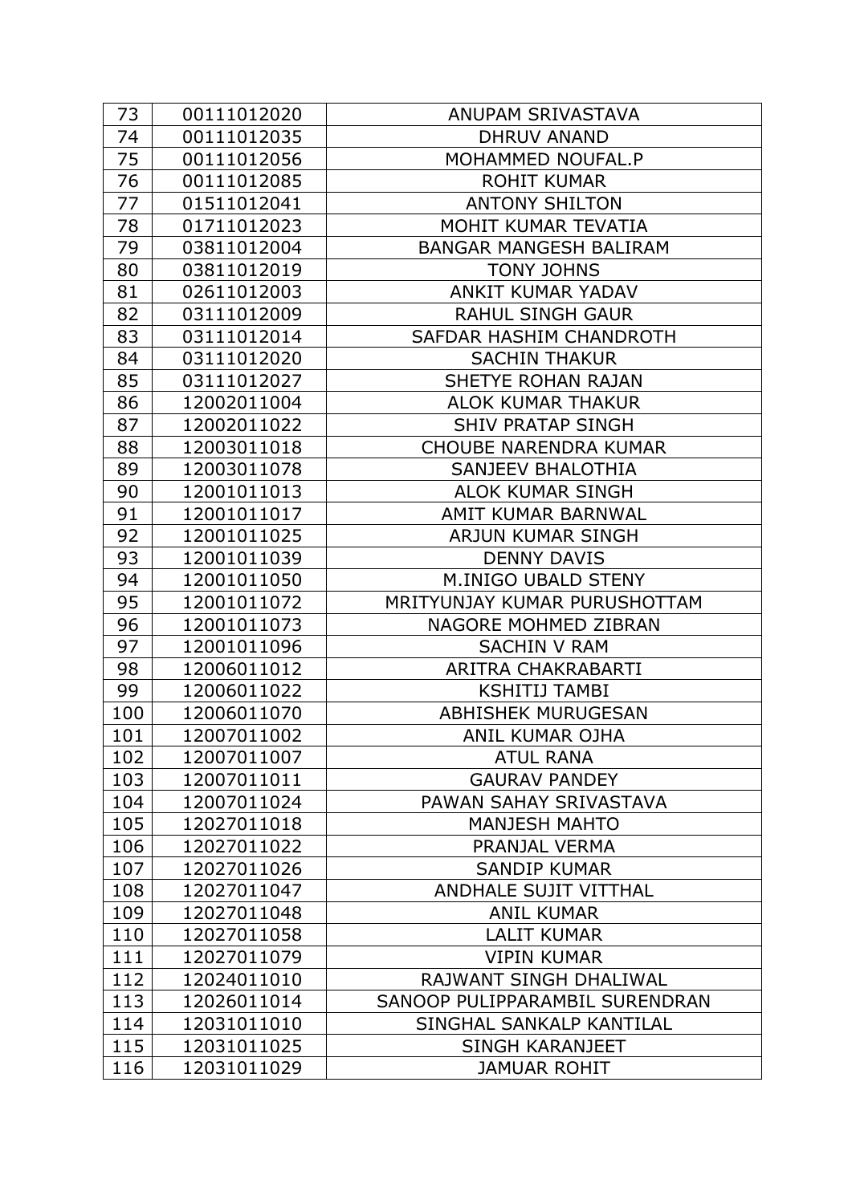| 73 | 00111012020 | ANUPAM SRIVASTAVA |
|---|---|---|
| 74 | 00111012035 | DHRUV ANAND |
| 75 | 00111012056 | MOHAMMED NOUFAL.P |
| 76 | 00111012085 | ROHIT KUMAR |
| 77 | 01511012041 | ANTONY SHILTON |
| 78 | 01711012023 | MOHIT KUMAR TEVATIA |
| 79 | 03811012004 | BANGAR MANGESH BALIRAM |
| 80 | 03811012019 | TONY JOHNS |
| 81 | 02611012003 | ANKIT KUMAR YADAV |
| 82 | 03111012009 | RAHUL SINGH GAUR |
| 83 | 03111012014 | SAFDAR HASHIM CHANDROTH |
| 84 | 03111012020 | SACHIN THAKUR |
| 85 | 03111012027 | SHETYE ROHAN RAJAN |
| 86 | 12002011004 | ALOK KUMAR THAKUR |
| 87 | 12002011022 | SHIV PRATAP SINGH |
| 88 | 12003011018 | CHOUBE NARENDRA KUMAR |
| 89 | 12003011078 | SANJEEV BHALOTHIA |
| 90 | 12001011013 | ALOK KUMAR SINGH |
| 91 | 12001011017 | AMIT KUMAR BARNWAL |
| 92 | 12001011025 | ARJUN KUMAR SINGH |
| 93 | 12001011039 | DENNY DAVIS |
| 94 | 12001011050 | M.INIGO UBALD STENY |
| 95 | 12001011072 | MRITYUNJAY KUMAR PURUSHOTTAM |
| 96 | 12001011073 | NAGORE MOHMED ZIBRAN |
| 97 | 12001011096 | SACHIN V RAM |
| 98 | 12006011012 | ARITRA CHAKRABARTI |
| 99 | 12006011022 | KSHITIJ TAMBI |
| 100 | 12006011070 | ABHISHEK MURUGESAN |
| 101 | 12007011002 | ANIL KUMAR OJHA |
| 102 | 12007011007 | ATUL RANA |
| 103 | 12007011011 | GAURAV PANDEY |
| 104 | 12007011024 | PAWAN SAHAY SRIVASTAVA |
| 105 | 12027011018 | MANJESH MAHTO |
| 106 | 12027011022 | PRANJAL VERMA |
| 107 | 12027011026 | SANDIP KUMAR |
| 108 | 12027011047 | ANDHALE SUJIT VITTHAL |
| 109 | 12027011048 | ANIL KUMAR |
| 110 | 12027011058 | LALIT KUMAR |
| 111 | 12027011079 | VIPIN KUMAR |
| 112 | 12024011010 | RAJWANT SINGH DHALIWAL |
| 113 | 12026011014 | SANOOP PULIPPARAMBIL SURENDRAN |
| 114 | 12031011010 | SINGHAL SANKALP KANTILAL |
| 115 | 12031011025 | SINGH KARANJEET |
| 116 | 12031011029 | JAMUAR ROHIT |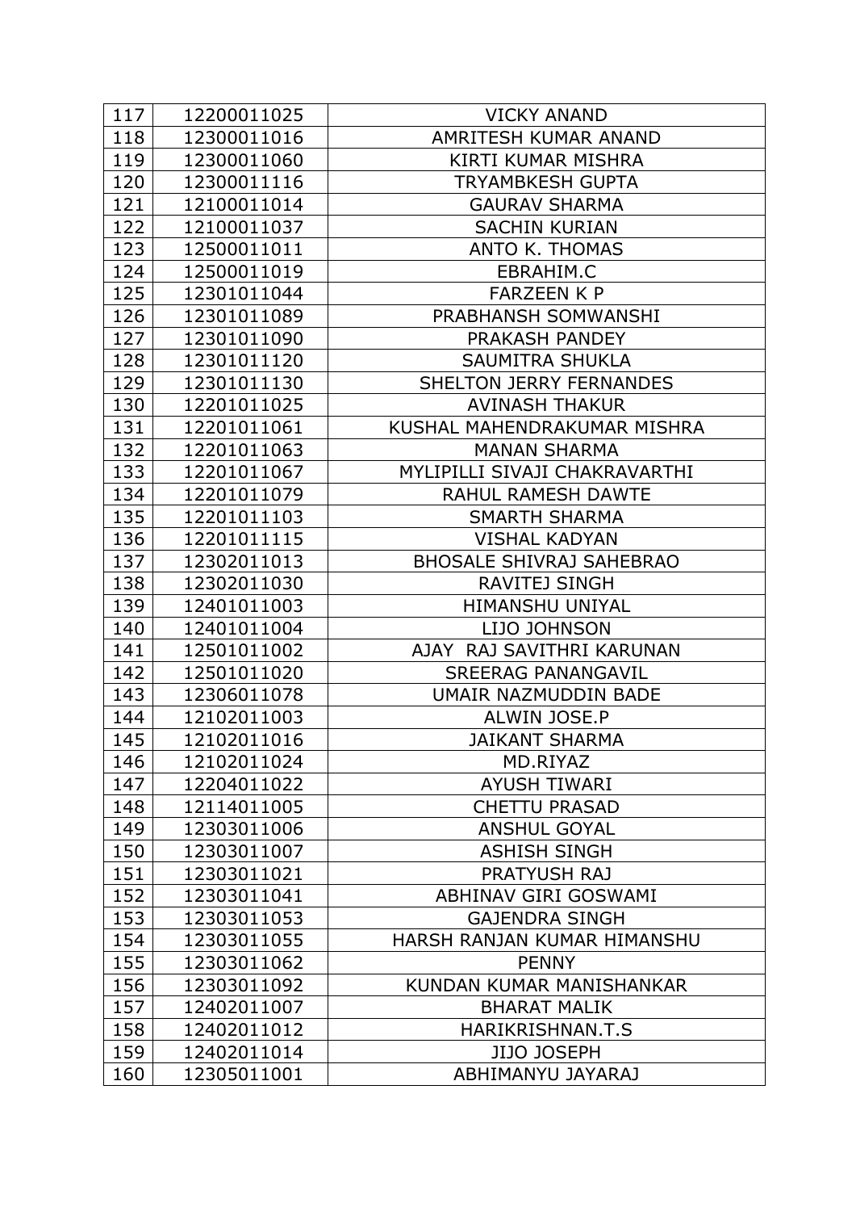| 117 | 12200011025 | VICKY ANAND |
|---|---|---|
| 118 | 12300011016 | AMRITESH KUMAR ANAND |
| 119 | 12300011060 | KIRTI KUMAR MISHRA |
| 120 | 12300011116 | TRYAMBKESH GUPTA |
| 121 | 12100011014 | GAURAV SHARMA |
| 122 | 12100011037 | SACHIN KURIAN |
| 123 | 12500011011 | ANTO K. THOMAS |
| 124 | 12500011019 | EBRAHIM.C |
| 125 | 12301011044 | FARZEEN K P |
| 126 | 12301011089 | PRABHANSH SOMWANSHI |
| 127 | 12301011090 | PRAKASH PANDEY |
| 128 | 12301011120 | SAUMITRA SHUKLA |
| 129 | 12301011130 | SHELTON JERRY FERNANDES |
| 130 | 12201011025 | AVINASH THAKUR |
| 131 | 12201011061 | KUSHAL MAHENDRAKUMAR MISHRA |
| 132 | 12201011063 | MANAN SHARMA |
| 133 | 12201011067 | MYLIPILLI SIVAJI CHAKRAVARTHI |
| 134 | 12201011079 | RAHUL RAMESH DAWTE |
| 135 | 12201011103 | SMARTH SHARMA |
| 136 | 12201011115 | VISHAL KADYAN |
| 137 | 12302011013 | BHOSALE SHIVRAJ SAHEBRAO |
| 138 | 12302011030 | RAVITEJ SINGH |
| 139 | 12401011003 | HIMANSHU UNIYAL |
| 140 | 12401011004 | LIJO JOHNSON |
| 141 | 12501011002 | AJAY RAJ SAVITHRI KARUNAN |
| 142 | 12501011020 | SREERAG PANANGAVIL |
| 143 | 12306011078 | UMAIR NAZMUDDIN BADE |
| 144 | 12102011003 | ALWIN JOSE.P |
| 145 | 12102011016 | JAIKANT SHARMA |
| 146 | 12102011024 | MD.RIYAZ |
| 147 | 12204011022 | AYUSH TIWARI |
| 148 | 12114011005 | CHETTU PRASAD |
| 149 | 12303011006 | ANSHUL GOYAL |
| 150 | 12303011007 | ASHISH SINGH |
| 151 | 12303011021 | PRATYUSH RAJ |
| 152 | 12303011041 | ABHINAV GIRI GOSWAMI |
| 153 | 12303011053 | GAJENDRA SINGH |
| 154 | 12303011055 | HARSH RANJAN KUMAR HIMANSHU |
| 155 | 12303011062 | PENNY |
| 156 | 12303011092 | KUNDAN KUMAR MANISHANKAR |
| 157 | 12402011007 | BHARAT MALIK |
| 158 | 12402011012 | HARIKRISHNAN.T.S |
| 159 | 12402011014 | JIJO JOSEPH |
| 160 | 12305011001 | ABHIMANYU JAYARAJ |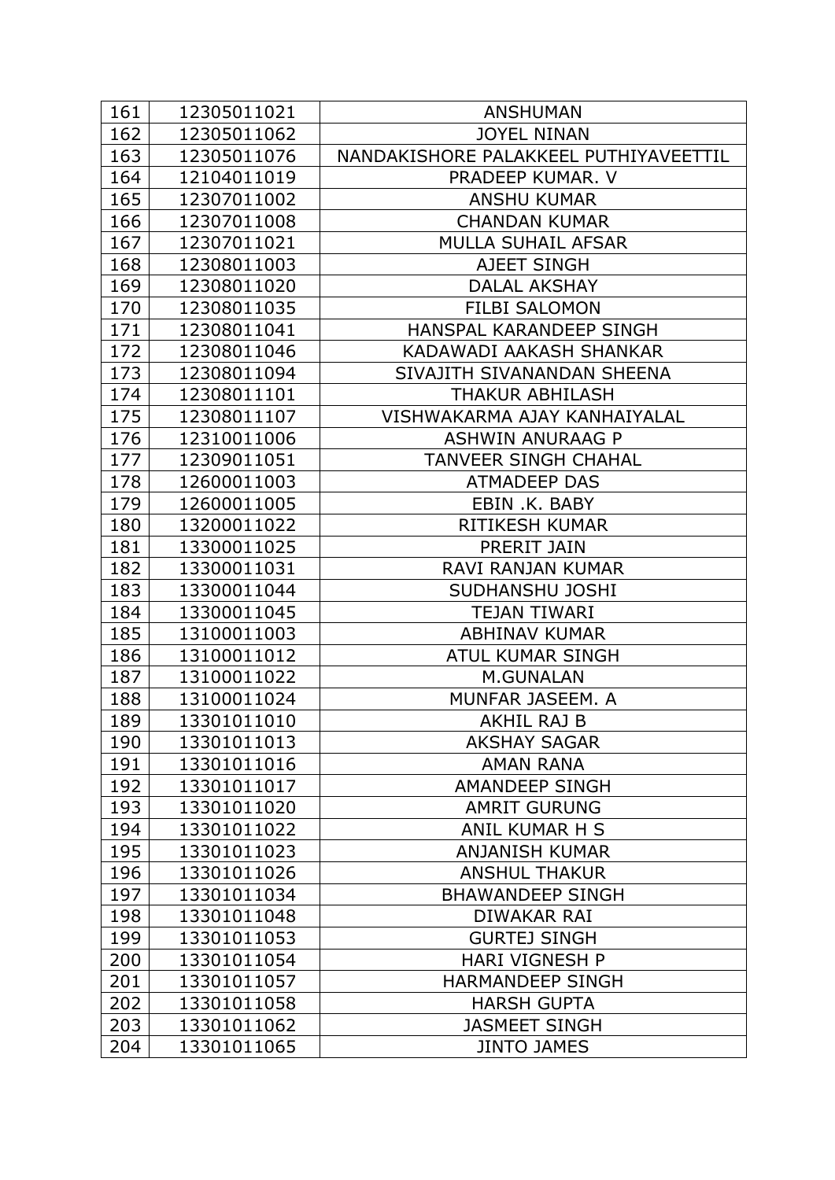| 161 | 12305011021 | ANSHUMAN |
|---|---|---|
| 162 | 12305011062 | JOYEL NINAN |
| 163 | 12305011076 | NANDAKISHORE PALAKKEEL PUTHIYAVEETTIL |
| 164 | 12104011019 | PRADEEP KUMAR. V |
| 165 | 12307011002 | ANSHU KUMAR |
| 166 | 12307011008 | CHANDAN KUMAR |
| 167 | 12307011021 | MULLA SUHAIL AFSAR |
| 168 | 12308011003 | AJEET SINGH |
| 169 | 12308011020 | DALAL AKSHAY |
| 170 | 12308011035 | FILBI SALOMON |
| 171 | 12308011041 | HANSPAL KARANDEEP SINGH |
| 172 | 12308011046 | KADAWADI AAKASH SHANKAR |
| 173 | 12308011094 | SIVAJITH SIVANANDAN SHEENA |
| 174 | 12308011101 | THAKUR ABHILASH |
| 175 | 12308011107 | VISHWAKARMA AJAY KANHAIYALAL |
| 176 | 12310011006 | ASHWIN ANURAAG P |
| 177 | 12309011051 | TANVEER SINGH CHAHAL |
| 178 | 12600011003 | ATMADEEP DAS |
| 179 | 12600011005 | EBIN .K. BABY |
| 180 | 13200011022 | RITIKESH KUMAR |
| 181 | 13300011025 | PRERIT JAIN |
| 182 | 13300011031 | RAVI RANJAN KUMAR |
| 183 | 13300011044 | SUDHANSHU JOSHI |
| 184 | 13300011045 | TEJAN TIWARI |
| 185 | 13100011003 | ABHINAV KUMAR |
| 186 | 13100011012 | ATUL KUMAR SINGH |
| 187 | 13100011022 | M.GUNALAN |
| 188 | 13100011024 | MUNFAR JASEEM. A |
| 189 | 13301011010 | AKHIL RAJ B |
| 190 | 13301011013 | AKSHAY SAGAR |
| 191 | 13301011016 | AMAN RANA |
| 192 | 13301011017 | AMANDEEP SINGH |
| 193 | 13301011020 | AMRIT GURUNG |
| 194 | 13301011022 | ANIL KUMAR H S |
| 195 | 13301011023 | ANJANISH KUMAR |
| 196 | 13301011026 | ANSHUL THAKUR |
| 197 | 13301011034 | BHAWANDEEP SINGH |
| 198 | 13301011048 | DIWAKAR RAI |
| 199 | 13301011053 | GURTEJ SINGH |
| 200 | 13301011054 | HARI VIGNESH P |
| 201 | 13301011057 | HARMANDEEP SINGH |
| 202 | 13301011058 | HARSH GUPTA |
| 203 | 13301011062 | JASMEET SINGH |
| 204 | 13301011065 | JINTO JAMES |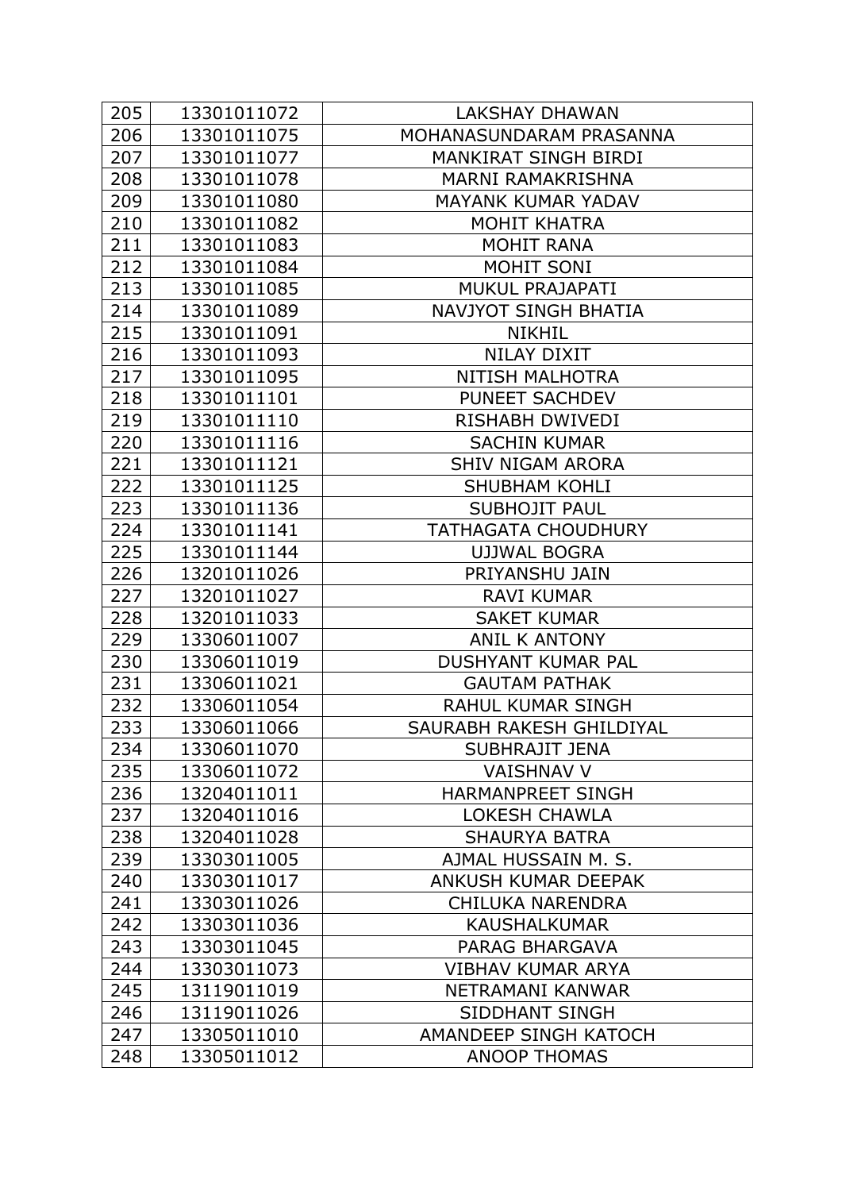| 205 | 13301011072 | LAKSHAY DHAWAN |
|---|---|---|
| 206 | 13301011075 | MOHANASUNDARAM PRASANNA |
| 207 | 13301011077 | MANKIRAT SINGH BIRDI |
| 208 | 13301011078 | MARNI RAMAKRISHNA |
| 209 | 13301011080 | MAYANK KUMAR YADAV |
| 210 | 13301011082 | MOHIT KHATRA |
| 211 | 13301011083 | MOHIT RANA |
| 212 | 13301011084 | MOHIT SONI |
| 213 | 13301011085 | MUKUL PRAJAPATI |
| 214 | 13301011089 | NAVJYOT SINGH BHATIA |
| 215 | 13301011091 | NIKHIL |
| 216 | 13301011093 | NILAY DIXIT |
| 217 | 13301011095 | NITISH MALHOTRA |
| 218 | 13301011101 | PUNEET SACHDEV |
| 219 | 13301011110 | RISHABH DWIVEDI |
| 220 | 13301011116 | SACHIN KUMAR |
| 221 | 13301011121 | SHIV NIGAM ARORA |
| 222 | 13301011125 | SHUBHAM KOHLI |
| 223 | 13301011136 | SUBHOJIT PAUL |
| 224 | 13301011141 | TATHAGATA CHOUDHURY |
| 225 | 13301011144 | UJJWAL BOGRA |
| 226 | 13201011026 | PRIYANSHU JAIN |
| 227 | 13201011027 | RAVI KUMAR |
| 228 | 13201011033 | SAKET KUMAR |
| 229 | 13306011007 | ANIL K ANTONY |
| 230 | 13306011019 | DUSHYANT KUMAR PAL |
| 231 | 13306011021 | GAUTAM PATHAK |
| 232 | 13306011054 | RAHUL KUMAR SINGH |
| 233 | 13306011066 | SAURABH RAKESH GHILDIYAL |
| 234 | 13306011070 | SUBHRAJIT JENA |
| 235 | 13306011072 | VAISHNAV V |
| 236 | 13204011011 | HARMANPREET SINGH |
| 237 | 13204011016 | LOKESH CHAWLA |
| 238 | 13204011028 | SHAURYA BATRA |
| 239 | 13303011005 | AJMAL HUSSAIN M. S. |
| 240 | 13303011017 | ANKUSH KUMAR DEEPAK |
| 241 | 13303011026 | CHILUKA NARENDRA |
| 242 | 13303011036 | KAUSHALKUMAR |
| 243 | 13303011045 | PARAG BHARGAVA |
| 244 | 13303011073 | VIBHAV KUMAR ARYA |
| 245 | 13119011019 | NETRAMANI KANWAR |
| 246 | 13119011026 | SIDDHANT SINGH |
| 247 | 13305011010 | AMANDEEP SINGH KATOCH |
| 248 | 13305011012 | ANOOP THOMAS |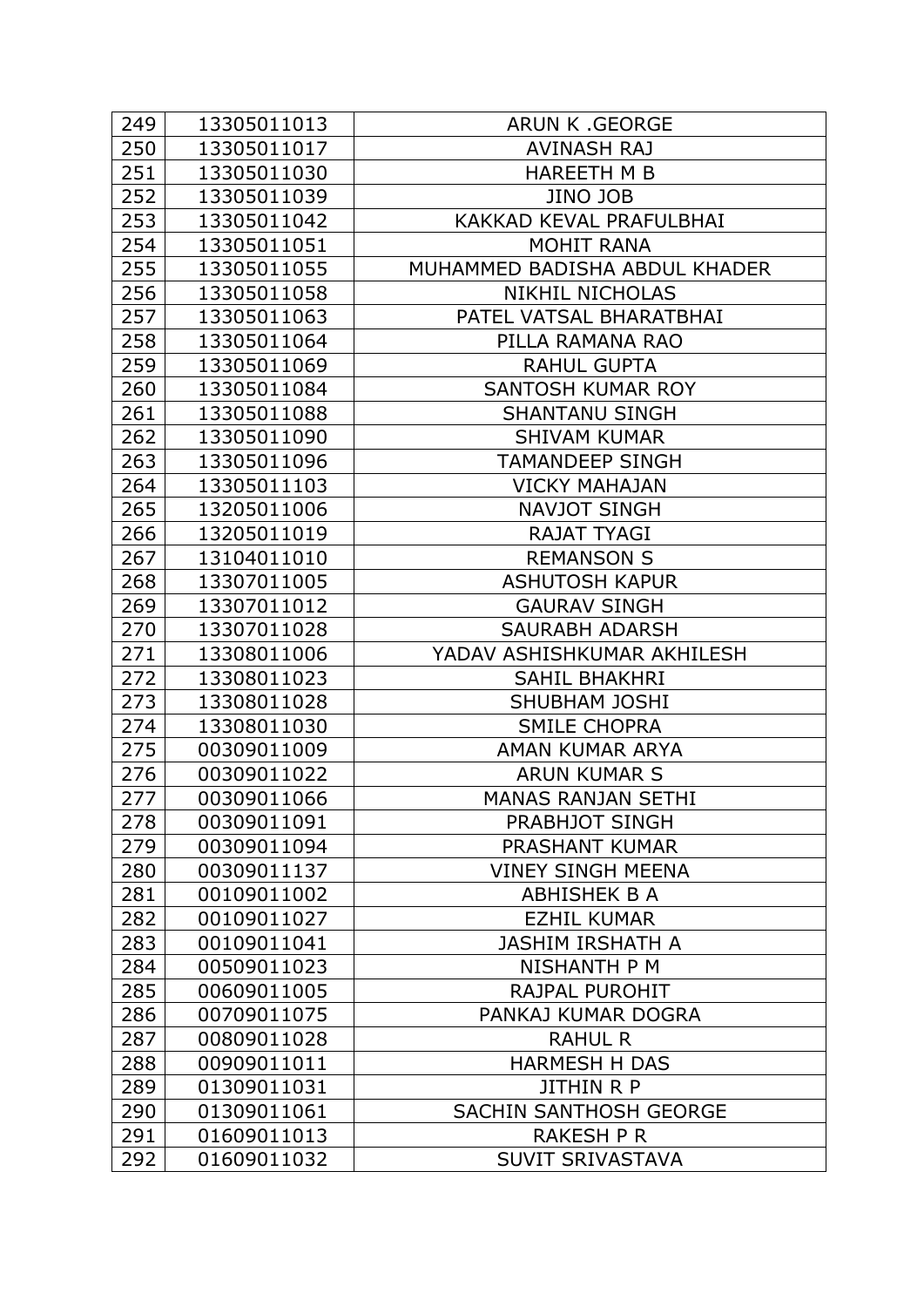| 249 | 13305011013 | ARUN K .GEORGE |
|---|---|---|
| 250 | 13305011017 | AVINASH RAJ |
| 251 | 13305011030 | HAREETH M B |
| 252 | 13305011039 | JINO JOB |
| 253 | 13305011042 | KAKKAD KEVAL PRAFULBHAI |
| 254 | 13305011051 | MOHIT RANA |
| 255 | 13305011055 | MUHAMMED BADISHA ABDUL KHADER |
| 256 | 13305011058 | NIKHIL NICHOLAS |
| 257 | 13305011063 | PATEL VATSAL BHARATBHAI |
| 258 | 13305011064 | PILLA RAMANA RAO |
| 259 | 13305011069 | RAHUL GUPTA |
| 260 | 13305011084 | SANTOSH KUMAR ROY |
| 261 | 13305011088 | SHANTANU SINGH |
| 262 | 13305011090 | SHIVAM KUMAR |
| 263 | 13305011096 | TAMANDEEP SINGH |
| 264 | 13305011103 | VICKY MAHAJAN |
| 265 | 13205011006 | NAVJOT SINGH |
| 266 | 13205011019 | RAJAT TYAGI |
| 267 | 13104011010 | REMANSON S |
| 268 | 13307011005 | ASHUTOSH KAPUR |
| 269 | 13307011012 | GAURAV SINGH |
| 270 | 13307011028 | SAURABH ADARSH |
| 271 | 13308011006 | YADAV ASHISHKUMAR AKHILESH |
| 272 | 13308011023 | SAHIL BHAKHRI |
| 273 | 13308011028 | SHUBHAM JOSHI |
| 274 | 13308011030 | SMILE CHOPRA |
| 275 | 00309011009 | AMAN KUMAR ARYA |
| 276 | 00309011022 | ARUN KUMAR S |
| 277 | 00309011066 | MANAS RANJAN SETHI |
| 278 | 00309011091 | PRABHJOT SINGH |
| 279 | 00309011094 | PRASHANT KUMAR |
| 280 | 00309011137 | VINEY SINGH MEENA |
| 281 | 00109011002 | ABHISHEK B A |
| 282 | 00109011027 | EZHIL KUMAR |
| 283 | 00109011041 | JASHIM IRSHATH A |
| 284 | 00509011023 | NISHANTH P M |
| 285 | 00609011005 | RAJPAL PUROHIT |
| 286 | 00709011075 | PANKAJ KUMAR DOGRA |
| 287 | 00809011028 | RAHUL R |
| 288 | 00909011011 | HARMESH H DAS |
| 289 | 01309011031 | JITHIN R P |
| 290 | 01309011061 | SACHIN SANTHOSH GEORGE |
| 291 | 01609011013 | RAKESH P R |
| 292 | 01609011032 | SUVIT SRIVASTAVA |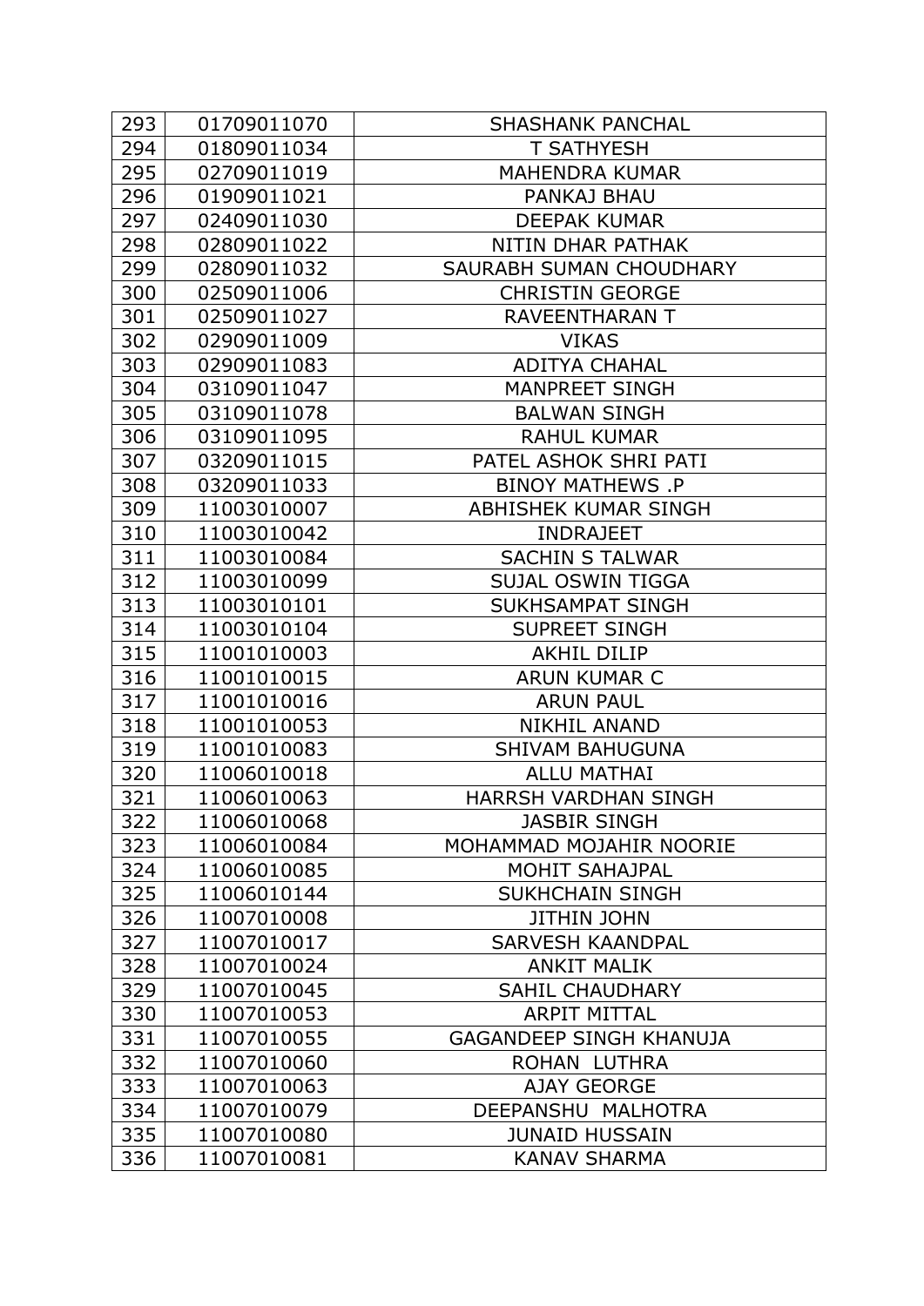| 293 | 01709011070 | SHASHANK PANCHAL |
|---|---|---|
| 294 | 01809011034 | T SATHYESH |
| 295 | 02709011019 | MAHENDRA KUMAR |
| 296 | 01909011021 | PANKAJ BHAU |
| 297 | 02409011030 | DEEPAK KUMAR |
| 298 | 02809011022 | NITIN DHAR PATHAK |
| 299 | 02809011032 | SAURABH SUMAN CHOUDHARY |
| 300 | 02509011006 | CHRISTIN GEORGE |
| 301 | 02509011027 | RAVEENTHARAN T |
| 302 | 02909011009 | VIKAS |
| 303 | 02909011083 | ADITYA CHAHAL |
| 304 | 03109011047 | MANPREET SINGH |
| 305 | 03109011078 | BALWAN SINGH |
| 306 | 03109011095 | RAHUL KUMAR |
| 307 | 03209011015 | PATEL ASHOK SHRI PATI |
| 308 | 03209011033 | BINOY MATHEWS .P |
| 309 | 11003010007 | ABHISHEK KUMAR SINGH |
| 310 | 11003010042 | INDRAJEET |
| 311 | 11003010084 | SACHIN S TALWAR |
| 312 | 11003010099 | SUJAL OSWIN TIGGA |
| 313 | 11003010101 | SUKHSAMPAT SINGH |
| 314 | 11003010104 | SUPREET SINGH |
| 315 | 11001010003 | AKHIL DILIP |
| 316 | 11001010015 | ARUN KUMAR C |
| 317 | 11001010016 | ARUN PAUL |
| 318 | 11001010053 | NIKHIL ANAND |
| 319 | 11001010083 | SHIVAM BAHUGUNA |
| 320 | 11006010018 | ALLU MATHAI |
| 321 | 11006010063 | HARRSH VARDHAN SINGH |
| 322 | 11006010068 | JASBIR SINGH |
| 323 | 11006010084 | MOHAMMAD MOJAHIR NOORIE |
| 324 | 11006010085 | MOHIT SAHAJPAL |
| 325 | 11006010144 | SUKHCHAIN SINGH |
| 326 | 11007010008 | JITHIN JOHN |
| 327 | 11007010017 | SARVESH KAANDPAL |
| 328 | 11007010024 | ANKIT MALIK |
| 329 | 11007010045 | SAHIL CHAUDHARY |
| 330 | 11007010053 | ARPIT MITTAL |
| 331 | 11007010055 | GAGANDEEP SINGH KHANUJA |
| 332 | 11007010060 | ROHAN LUTHRA |
| 333 | 11007010063 | AJAY GEORGE |
| 334 | 11007010079 | DEEPANSHU MALHOTRA |
| 335 | 11007010080 | JUNAID HUSSAIN |
| 336 | 11007010081 | KANAV SHARMA |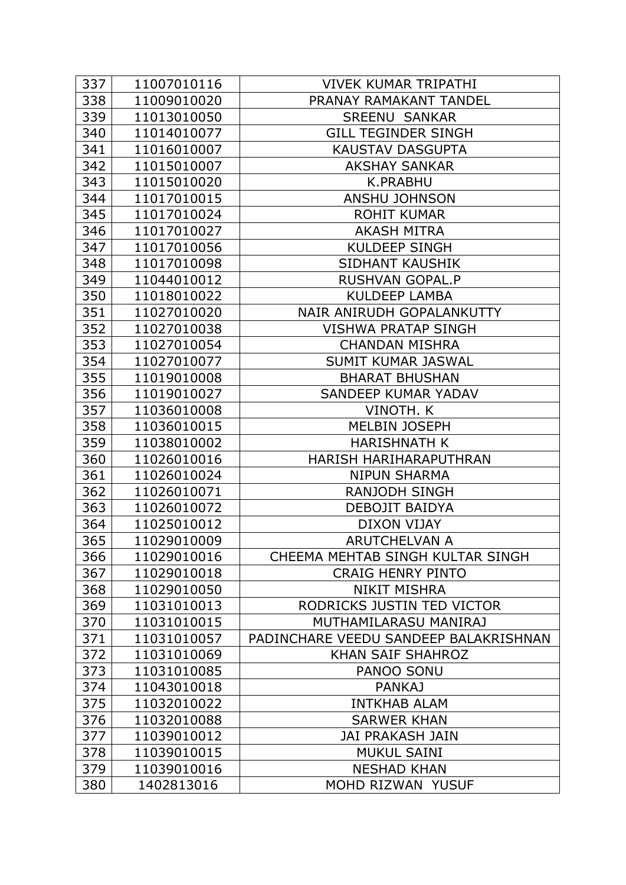| 337 | 11007010116 | VIVEK KUMAR TRIPATHI |
|---|---|---|
| 338 | 11009010020 | PRANAY RAMAKANT TANDEL |
| 339 | 11013010050 | SREENU  SANKAR |
| 340 | 11014010077 | GILL TEGINDER SINGH |
| 341 | 11016010007 | KAUSTAV DASGUPTA |
| 342 | 11015010007 | AKSHAY SANKAR |
| 343 | 11015010020 | K.PRABHU |
| 344 | 11017010015 | ANSHU JOHNSON |
| 345 | 11017010024 | ROHIT KUMAR |
| 346 | 11017010027 | AKASH MITRA |
| 347 | 11017010056 | KULDEEP SINGH |
| 348 | 11017010098 | SIDHANT KAUSHIK |
| 349 | 11044010012 | RUSHVAN GOPAL.P |
| 350 | 11018010022 | KULDEEP LAMBA |
| 351 | 11027010020 | NAIR ANIRUDH GOPALANKUTTY |
| 352 | 11027010038 | VISHWA PRATAP SINGH |
| 353 | 11027010054 | CHANDAN MISHRA |
| 354 | 11027010077 | SUMIT KUMAR JASWAL |
| 355 | 11019010008 | BHARAT BHUSHAN |
| 356 | 11019010027 | SANDEEP KUMAR YADAV |
| 357 | 11036010008 | VINOTH. K |
| 358 | 11036010015 | MELBIN JOSEPH |
| 359 | 11038010002 | HARISHNATH K |
| 360 | 11026010016 | HARISH HARIHARAPUTHRAN |
| 361 | 11026010024 | NIPUN SHARMA |
| 362 | 11026010071 | RANJODH SINGH |
| 363 | 11026010072 | DEBOJIT BAIDYA |
| 364 | 11025010012 | DIXON VIJAY |
| 365 | 11029010009 | ARUTCHELVAN A |
| 366 | 11029010016 | CHEEMA MEHTAB SINGH KULTAR SINGH |
| 367 | 11029010018 | CRAIG HENRY PINTO |
| 368 | 11029010050 | NIKIT MISHRA |
| 369 | 11031010013 | RODRICKS JUSTIN TED VICTOR |
| 370 | 11031010015 | MUTHAMILARASU MANIRAJ |
| 371 | 11031010057 | PADINCHARE VEEDU SANDEEP BALAKRISHNAN |
| 372 | 11031010069 | KHAN SAIF SHAHROZ |
| 373 | 11031010085 | PANOO SONU |
| 374 | 11043010018 | PANKAJ |
| 375 | 11032010022 | INTKHAB ALAM |
| 376 | 11032010088 | SARWER KHAN |
| 377 | 11039010012 | JAI PRAKASH JAIN |
| 378 | 11039010015 | MUKUL SAINI |
| 379 | 11039010016 | NESHAD KHAN |
| 380 | 1402813016 | MOHD RIZWAN  YUSUF |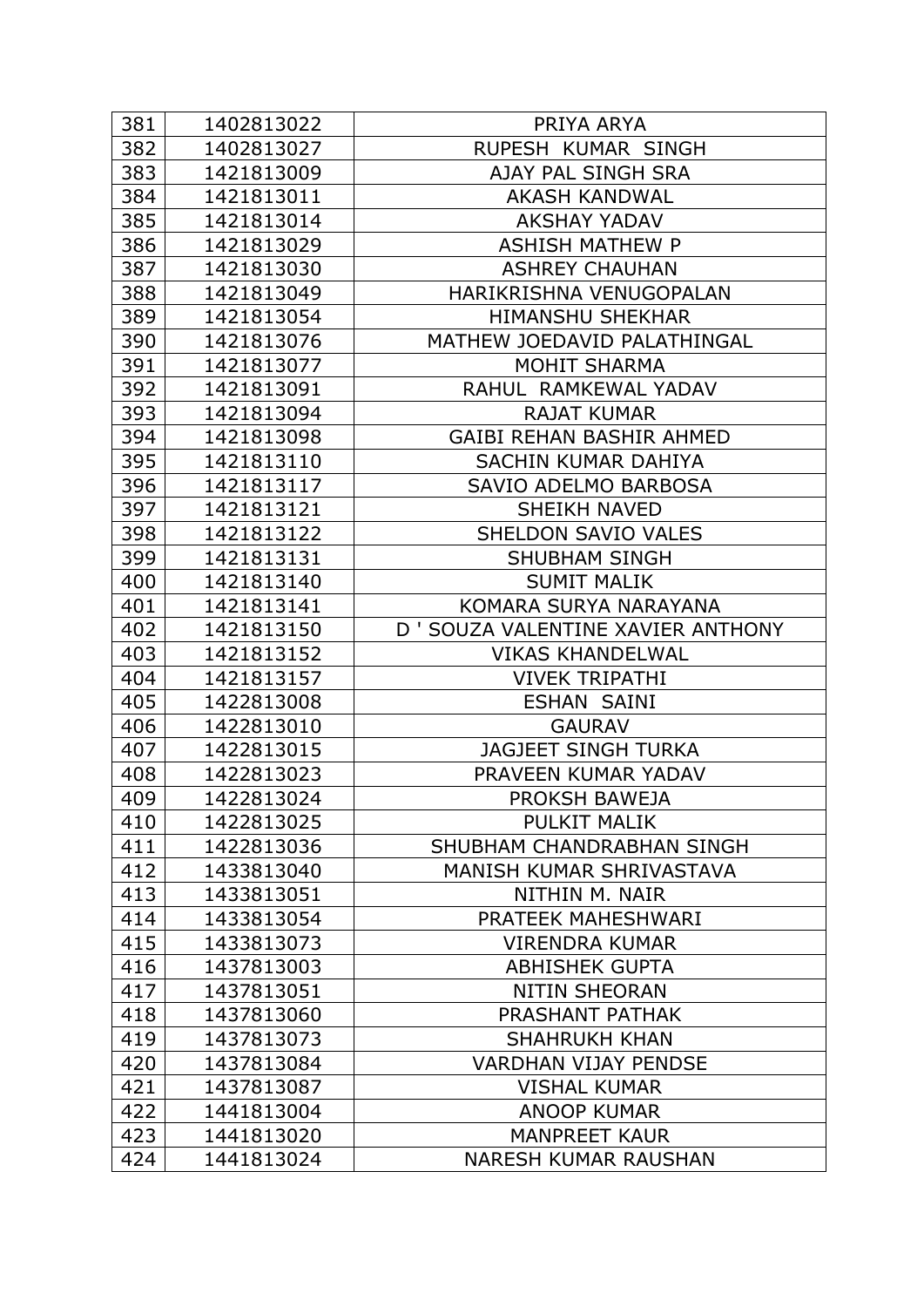| 381 | 1402813022 | PRIYA ARYA |
|---|---|---|
| 382 | 1402813027 | RUPESH KUMAR SINGH |
| 383 | 1421813009 | AJAY PAL SINGH SRA |
| 384 | 1421813011 | AKASH KANDWAL |
| 385 | 1421813014 | AKSHAY YADAV |
| 386 | 1421813029 | ASHISH MATHEW P |
| 387 | 1421813030 | ASHREY CHAUHAN |
| 388 | 1421813049 | HARIKRISHNA VENUGOPALAN |
| 389 | 1421813054 | HIMANSHU SHEKHAR |
| 390 | 1421813076 | MATHEW JOEDAVID PALATHINGAL |
| 391 | 1421813077 | MOHIT SHARMA |
| 392 | 1421813091 | RAHUL RAMKEWAL YADAV |
| 393 | 1421813094 | RAJAT KUMAR |
| 394 | 1421813098 | GAIBI REHAN BASHIR AHMED |
| 395 | 1421813110 | SACHIN KUMAR DAHIYA |
| 396 | 1421813117 | SAVIO ADELMO BARBOSA |
| 397 | 1421813121 | SHEIKH NAVED |
| 398 | 1421813122 | SHELDON SAVIO VALES |
| 399 | 1421813131 | SHUBHAM SINGH |
| 400 | 1421813140 | SUMIT MALIK |
| 401 | 1421813141 | KOMARA SURYA NARAYANA |
| 402 | 1421813150 | D ' SOUZA VALENTINE XAVIER ANTHONY |
| 403 | 1421813152 | VIKAS KHANDELWAL |
| 404 | 1421813157 | VIVEK TRIPATHI |
| 405 | 1422813008 | ESHAN SAINI |
| 406 | 1422813010 | GAURAV |
| 407 | 1422813015 | JAGJEET SINGH TURKA |
| 408 | 1422813023 | PRAVEEN KUMAR YADAV |
| 409 | 1422813024 | PROKSH BAWEJA |
| 410 | 1422813025 | PULKIT MALIK |
| 411 | 1422813036 | SHUBHAM CHANDRABHAN SINGH |
| 412 | 1433813040 | MANISH KUMAR SHRIVASTAVA |
| 413 | 1433813051 | NITHIN M. NAIR |
| 414 | 1433813054 | PRATEEK MAHESHWARI |
| 415 | 1433813073 | VIRENDRA KUMAR |
| 416 | 1437813003 | ABHISHEK GUPTA |
| 417 | 1437813051 | NITIN SHEORAN |
| 418 | 1437813060 | PRASHANT PATHAK |
| 419 | 1437813073 | SHAHRUKH KHAN |
| 420 | 1437813084 | VARDHAN VIJAY PENDSE |
| 421 | 1437813087 | VISHAL KUMAR |
| 422 | 1441813004 | ANOOP KUMAR |
| 423 | 1441813020 | MANPREET KAUR |
| 424 | 1441813024 | NARESH KUMAR RAUSHAN |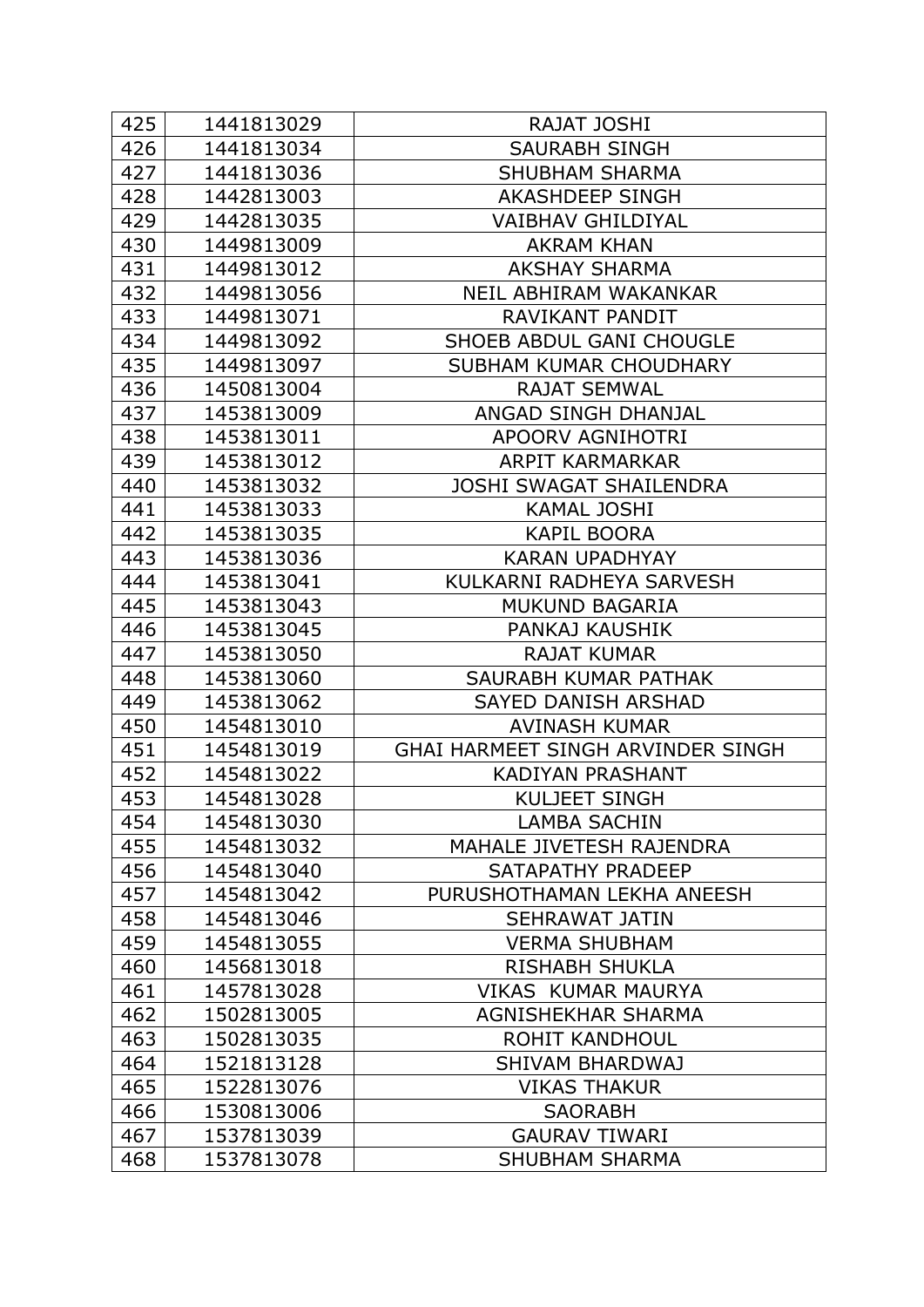| 425 | 1441813029 | RAJAT JOSHI |
|---|---|---|
| 426 | 1441813034 | SAURABH SINGH |
| 427 | 1441813036 | SHUBHAM SHARMA |
| 428 | 1442813003 | AKASHDEEP SINGH |
| 429 | 1442813035 | VAIBHAV GHILDIYAL |
| 430 | 1449813009 | AKRAM KHAN |
| 431 | 1449813012 | AKSHAY SHARMA |
| 432 | 1449813056 | NEIL ABHIRAM WAKANKAR |
| 433 | 1449813071 | RAVIKANT PANDIT |
| 434 | 1449813092 | SHOEB ABDUL GANI CHOUGLE |
| 435 | 1449813097 | SUBHAM KUMAR CHOUDHARY |
| 436 | 1450813004 | RAJAT SEMWAL |
| 437 | 1453813009 | ANGAD SINGH DHANJAL |
| 438 | 1453813011 | APOORV AGNIHOTRI |
| 439 | 1453813012 | ARPIT KARMARKAR |
| 440 | 1453813032 | JOSHI SWAGAT SHAILENDRA |
| 441 | 1453813033 | KAMAL JOSHI |
| 442 | 1453813035 | KAPIL BOORA |
| 443 | 1453813036 | KARAN UPADHYAY |
| 444 | 1453813041 | KULKARNI RADHEYA SARVESH |
| 445 | 1453813043 | MUKUND BAGARIA |
| 446 | 1453813045 | PANKAJ KAUSHIK |
| 447 | 1453813050 | RAJAT KUMAR |
| 448 | 1453813060 | SAURABH KUMAR PATHAK |
| 449 | 1453813062 | SAYED DANISH ARSHAD |
| 450 | 1454813010 | AVINASH KUMAR |
| 451 | 1454813019 | GHAI HARMEET SINGH ARVINDER SINGH |
| 452 | 1454813022 | KADIYAN PRASHANT |
| 453 | 1454813028 | KULJEET SINGH |
| 454 | 1454813030 | LAMBA SACHIN |
| 455 | 1454813032 | MAHALE JIVETESH RAJENDRA |
| 456 | 1454813040 | SATAPATHY PRADEEP |
| 457 | 1454813042 | PURUSHOTHAMAN LEKHA ANEESH |
| 458 | 1454813046 | SEHRAWAT JATIN |
| 459 | 1454813055 | VERMA SHUBHAM |
| 460 | 1456813018 | RISHABH SHUKLA |
| 461 | 1457813028 | VIKAS KUMAR MAURYA |
| 462 | 1502813005 | AGNISHEKHAR SHARMA |
| 463 | 1502813035 | ROHIT KANDHOUL |
| 464 | 1521813128 | SHIVAM BHARDWAJ |
| 465 | 1522813076 | VIKAS THAKUR |
| 466 | 1530813006 | SAORABH |
| 467 | 1537813039 | GAURAV TIWARI |
| 468 | 1537813078 | SHUBHAM SHARMA |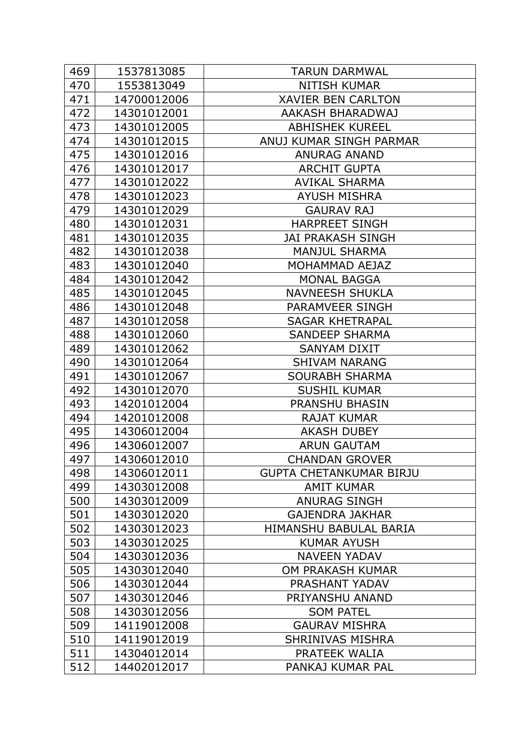| 469 | 1537813085 | TARUN DARMWAL |
|---|---|---|
| 470 | 1553813049 | NITISH KUMAR |
| 471 | 14700012006 | XAVIER BEN CARLTON |
| 472 | 14301012001 | AAKASH BHARADWAJ |
| 473 | 14301012005 | ABHISHEK KUREEL |
| 474 | 14301012015 | ANUJ KUMAR SINGH PARMAR |
| 475 | 14301012016 | ANURAG ANAND |
| 476 | 14301012017 | ARCHIT GUPTA |
| 477 | 14301012022 | AVIKAL SHARMA |
| 478 | 14301012023 | AYUSH MISHRA |
| 479 | 14301012029 | GAURAV RAJ |
| 480 | 14301012031 | HARPREET SINGH |
| 481 | 14301012035 | JAI PRAKASH SINGH |
| 482 | 14301012038 | MANJUL SHARMA |
| 483 | 14301012040 | MOHAMMAD AEJAZ |
| 484 | 14301012042 | MONAL BAGGA |
| 485 | 14301012045 | NAVNEESH SHUKLA |
| 486 | 14301012048 | PARAMVEER SINGH |
| 487 | 14301012058 | SAGAR KHETRAPAL |
| 488 | 14301012060 | SANDEEP SHARMA |
| 489 | 14301012062 | SANYAM DIXIT |
| 490 | 14301012064 | SHIVAM NARANG |
| 491 | 14301012067 | SOURABH SHARMA |
| 492 | 14301012070 | SUSHIL KUMAR |
| 493 | 14201012004 | PRANSHU BHASIN |
| 494 | 14201012008 | RAJAT KUMAR |
| 495 | 14306012004 | AKASH DUBEY |
| 496 | 14306012007 | ARUN GAUTAM |
| 497 | 14306012010 | CHANDAN GROVER |
| 498 | 14306012011 | GUPTA CHETANKUMAR BIRJU |
| 499 | 14303012008 | AMIT KUMAR |
| 500 | 14303012009 | ANURAG SINGH |
| 501 | 14303012020 | GAJENDRA JAKHAR |
| 502 | 14303012023 | HIMANSHU BABULAL BARIA |
| 503 | 14303012025 | KUMAR AYUSH |
| 504 | 14303012036 | NAVEEN YADAV |
| 505 | 14303012040 | OM PRAKASH KUMAR |
| 506 | 14303012044 | PRASHANT YADAV |
| 507 | 14303012046 | PRIYANSHU ANAND |
| 508 | 14303012056 | SOM PATEL |
| 509 | 14119012008 | GAURAV MISHRA |
| 510 | 14119012019 | SHRINIVAS MISHRA |
| 511 | 14304012014 | PRATEEK WALIA |
| 512 | 14402012017 | PANKAJ KUMAR PAL |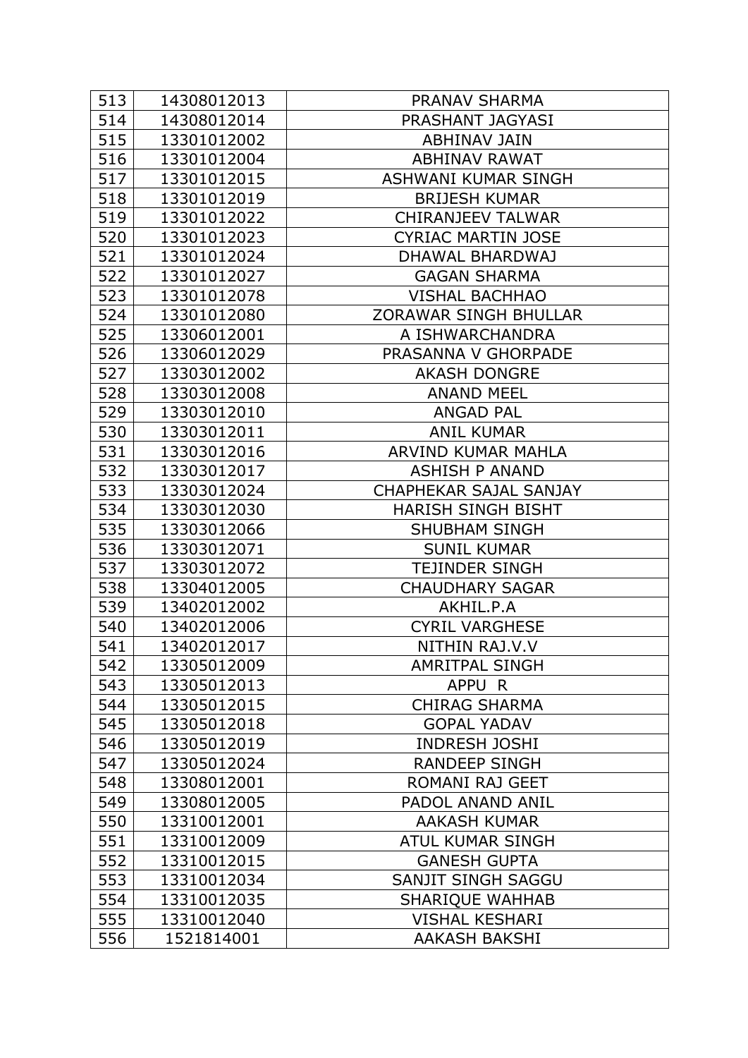| | | |
|---|---|---|
| 513 | 14308012013 | PRANAV SHARMA |
| 514 | 14308012014 | PRASHANT JAGYASI |
| 515 | 13301012002 | ABHINAV JAIN |
| 516 | 13301012004 | ABHINAV RAWAT |
| 517 | 13301012015 | ASHWANI KUMAR SINGH |
| 518 | 13301012019 | BRIJESH KUMAR |
| 519 | 13301012022 | CHIRANJEEV TALWAR |
| 520 | 13301012023 | CYRIAC MARTIN JOSE |
| 521 | 13301012024 | DHAWAL BHARDWAJ |
| 522 | 13301012027 | GAGAN SHARMA |
| 523 | 13301012078 | VISHAL BACHHAO |
| 524 | 13301012080 | ZORAWAR SINGH BHULLAR |
| 525 | 13306012001 | A ISHWARCHANDRA |
| 526 | 13306012029 | PRASANNA V GHORPADE |
| 527 | 13303012002 | AKASH DONGRE |
| 528 | 13303012008 | ANAND MEEL |
| 529 | 13303012010 | ANGAD PAL |
| 530 | 13303012011 | ANIL KUMAR |
| 531 | 13303012016 | ARVIND KUMAR MAHLA |
| 532 | 13303012017 | ASHISH P ANAND |
| 533 | 13303012024 | CHAPHEKAR SAJAL SANJAY |
| 534 | 13303012030 | HARISH SINGH BISHT |
| 535 | 13303012066 | SHUBHAM SINGH |
| 536 | 13303012071 | SUNIL KUMAR |
| 537 | 13303012072 | TEJINDER SINGH |
| 538 | 13304012005 | CHAUDHARY SAGAR |
| 539 | 13402012002 | AKHIL.P.A |
| 540 | 13402012006 | CYRIL VARGHESE |
| 541 | 13402012017 | NITHIN RAJ.V.V |
| 542 | 13305012009 | AMRITPAL SINGH |
| 543 | 13305012013 | APPU R |
| 544 | 13305012015 | CHIRAG SHARMA |
| 545 | 13305012018 | GOPAL YADAV |
| 546 | 13305012019 | INDRESH JOSHI |
| 547 | 13305012024 | RANDEEP SINGH |
| 548 | 13308012001 | ROMANI RAJ GEET |
| 549 | 13308012005 | PADOL ANAND ANIL |
| 550 | 13310012001 | AAKASH KUMAR |
| 551 | 13310012009 | ATUL KUMAR SINGH |
| 552 | 13310012015 | GANESH GUPTA |
| 553 | 13310012034 | SANJIT SINGH SAGGU |
| 554 | 13310012035 | SHARIQUE WAHHAB |
| 555 | 13310012040 | VISHAL KESHARI |
| 556 | 1521814001 | AAKASH BAKSHI |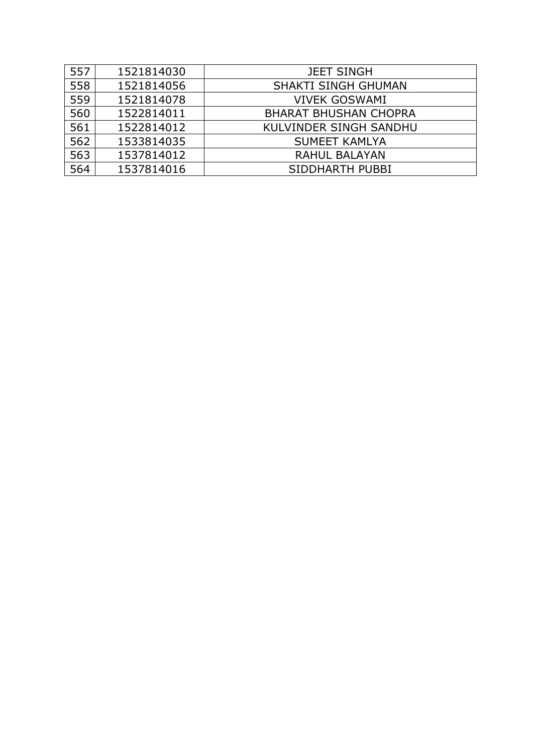| | | |
|---|---|---|
| 557 | 1521814030 | JEET SINGH |
| 558 | 1521814056 | SHAKTI SINGH GHUMAN |
| 559 | 1521814078 | VIVEK GOSWAMI |
| 560 | 1522814011 | BHARAT BHUSHAN CHOPRA |
| 561 | 1522814012 | KULVINDER SINGH SANDHU |
| 562 | 1533814035 | SUMEET KAMLYA |
| 563 | 1537814012 | RAHUL BALAYAN |
| 564 | 1537814016 | SIDDHARTH PUBBI |